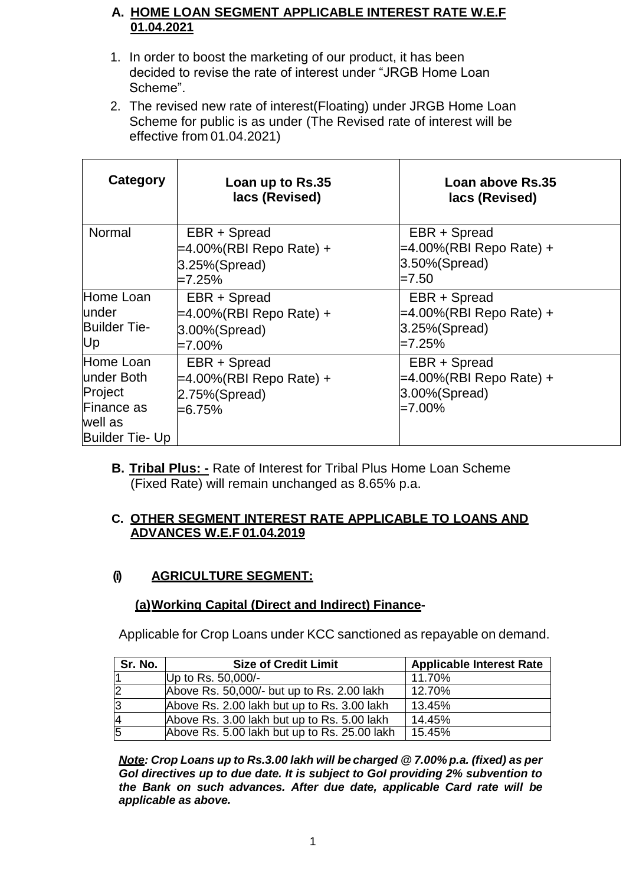## A. HOME LOAN SEGMENT APPLICABLE INTEREST RATE W.E.F 01.04.2021

1. In order to boost the marketing of our product, it has been decided to revise the rate of interest under "JRGB Home Loan Scheme".
2. The revised new rate of interest(Floating) under JRGB Home Loan Scheme for public is as under (The Revised rate of interest will be effective from 01.04.2021)

| Category | Loan up to Rs.35 lacs (Revised) | Loan above Rs.35 lacs (Revised) |
|---|---|---|
| Normal | EBR + Spread =4.00%(RBI Repo Rate) + 3.25%(Spread) =7.25% | EBR + Spread =4.00%(RBI Repo Rate) + 3.50%(Spread) =7.50 |
| Home Loan under Builder Tie-Up | EBR + Spread =4.00%(RBI Repo Rate) + 3.00%(Spread) =7.00% | EBR + Spread =4.00%(RBI Repo Rate) + 3.25%(Spread) =7.25% |
| Home Loan under Both Project Finance as well as Builder Tie- Up | EBR + Spread =4.00%(RBI Repo Rate) + 2.75%(Spread) =6.75% | EBR + Spread =4.00%(RBI Repo Rate) + 3.00%(Spread) =7.00% |

**B. Tribal Plus: -** Rate of Interest for Tribal Plus Home Loan Scheme (Fixed Rate) will remain unchanged as 8.65% p.a.

## C. OTHER SEGMENT INTEREST RATE APPLICABLE TO LOANS AND ADVANCES W.E.F 01.04.2019

### (i) AGRICULTURE SEGMENT:

#### (a) Working Capital (Direct and Indirect) Finance-

Applicable for Crop Loans under KCC sanctioned as repayable on demand.

| Sr. No. | Size of Credit Limit | Applicable Interest Rate |
|---|---|---|
| 1 | Up to Rs. 50,000/- | 11.70% |
| 2 | Above Rs. 50,000/- but up to Rs. 2.00 lakh | 12.70% |
| 3 | Above Rs. 2.00 lakh but up to Rs. 3.00 lakh | 13.45% |
| 4 | Above Rs. 3.00 lakh but up to Rs. 5.00 lakh | 14.45% |
| 5 | Above Rs. 5.00 lakh but up to Rs. 25.00 lakh | 15.45% |

***Note*: Crop Loans up to Rs.3.00 lakh will be charged @ 7.00% p.a. (fixed) as per GoI directives up to due date. It is subject to GoI providing 2% subvention to the Bank on such advances. After due date, applicable Card rate will be applicable as above.**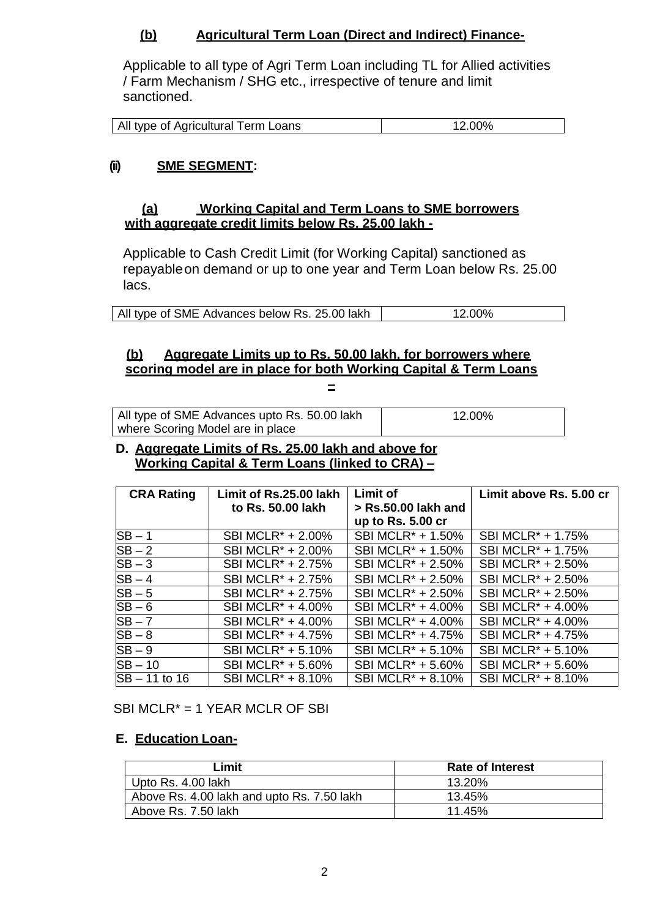### **(b) Agricultural Term Loan (Direct and Indirect) Finance-**

Applicable to all type of Agri Term Loan including TL for Allied activities / Farm Mechanism / SHG etc., irrespective of tenure and limit sanctioned.

| All type of Agricultural Term Loans | 12.00% |
|---|---|

## **(ii) SME SEGMENT:**

### **(a) Working Capital and Term Loans to SME borrowers with aggregate credit limits below Rs. 25.00 lakh -**

Applicable to Cash Credit Limit (for Working Capital) sanctioned as repayable on demand or up to one year and Term Loan below Rs. 25.00 lacs.

| All type of SME Advances below Rs. 25.00 lakh | 12.00% |
|---|---|

### **(b) Aggregate Limits up to Rs. 50.00 lakh, for borrowers where scoring model are in place for both Working Capital & Term Loans –**

| All type of SME Advances upto Rs. 50.00 lakh where Scoring Model are in place | 12.00% |
|---|---|

### **D. Aggregate Limits of Rs. 25.00 lakh and above for Working Capital & Term Loans (linked to CRA) –**

| CRA Rating | Limit of Rs.25.00 lakh to Rs. 50.00 lakh | Limit of > Rs.50.00 lakh and up to Rs. 5.00 cr | Limit above Rs. 5.00 cr |
|---|---|---|---|
| SB – 1 | SBI MCLR* + 2.00% | SBI MCLR* + 1.50% | SBI MCLR* + 1.75% |
| SB – 2 | SBI MCLR* + 2.00% | SBI MCLR* + 1.50% | SBI MCLR* + 1.75% |
| SB – 3 | SBI MCLR* + 2.75% | SBI MCLR* + 2.50% | SBI MCLR* + 2.50% |
| SB – 4 | SBI MCLR* + 2.75% | SBI MCLR* + 2.50% | SBI MCLR* + 2.50% |
| SB – 5 | SBI MCLR* + 2.75% | SBI MCLR* + 2.50% | SBI MCLR* + 2.50% |
| SB – 6 | SBI MCLR* + 4.00% | SBI MCLR* + 4.00% | SBI MCLR* + 4.00% |
| SB – 7 | SBI MCLR* + 4.00% | SBI MCLR* + 4.00% | SBI MCLR* + 4.00% |
| SB – 8 | SBI MCLR* + 4.75% | SBI MCLR* + 4.75% | SBI MCLR* + 4.75% |
| SB – 9 | SBI MCLR* + 5.10% | SBI MCLR* + 5.10% | SBI MCLR* + 5.10% |
| SB – 10 | SBI MCLR* + 5.60% | SBI MCLR* + 5.60% | SBI MCLR* + 5.60% |
| SB – 11 to 16 | SBI MCLR* + 8.10% | SBI MCLR* + 8.10% | SBI MCLR* + 8.10% |

SBI MCLR* = 1 YEAR MCLR OF SBI

### **E. Education Loan-**

| Limit | Rate of Interest |
|---|---|
| Upto Rs. 4.00 lakh | 13.20% |
| Above Rs. 4.00 lakh and upto Rs. 7.50 lakh | 13.45% |
| Above Rs. 7.50 lakh | 11.45% |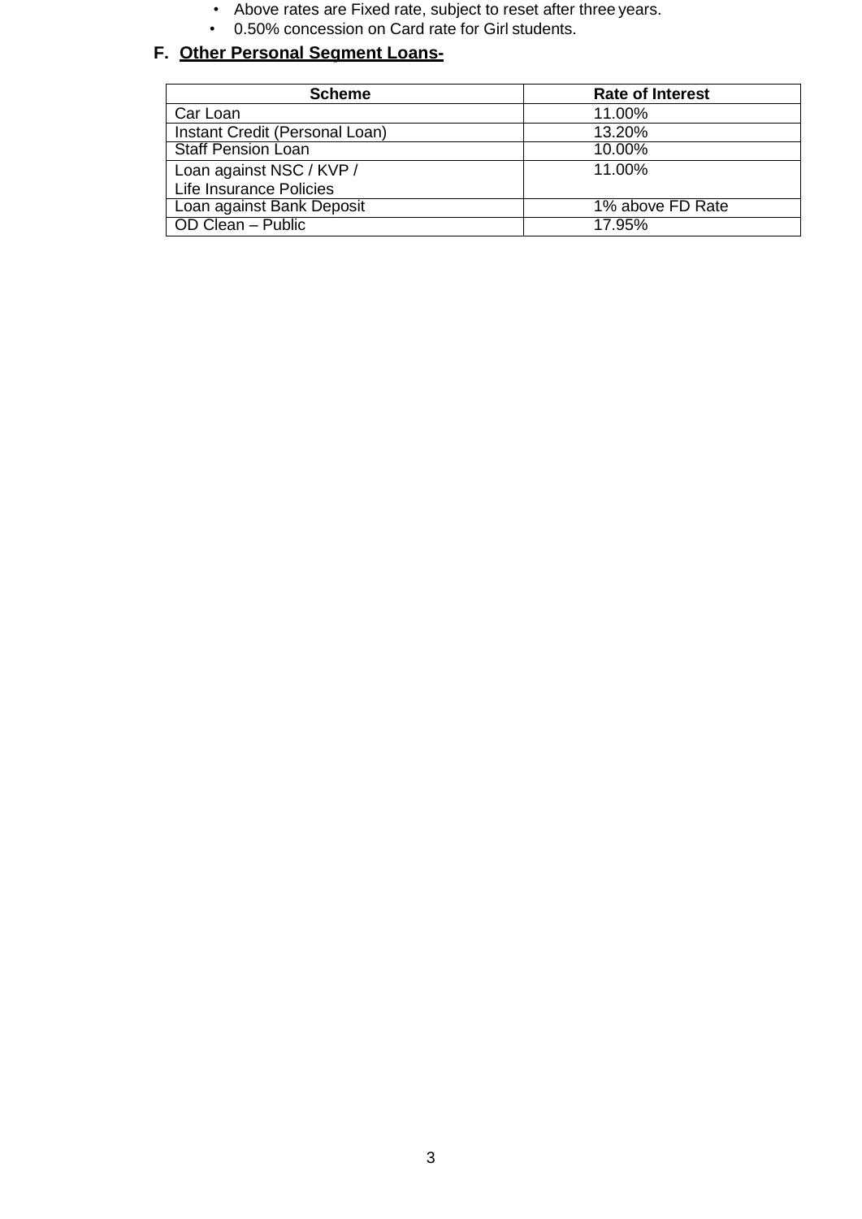- Above rates are Fixed rate, subject to reset after three years.
- 0.50% concession on Card rate for Girl students.

## F. Other Personal Segment Loans-

| Scheme | Rate of Interest |
|---|---|
| Car Loan | 11.00% |
| Instant Credit (Personal Loan) | 13.20% |
| Staff Pension Loan | 10.00% |
| Loan against NSC / KVP / Life Insurance Policies | 11.00% |
| Loan against Bank Deposit | 1% above FD Rate |
| OD Clean – Public | 17.95% |